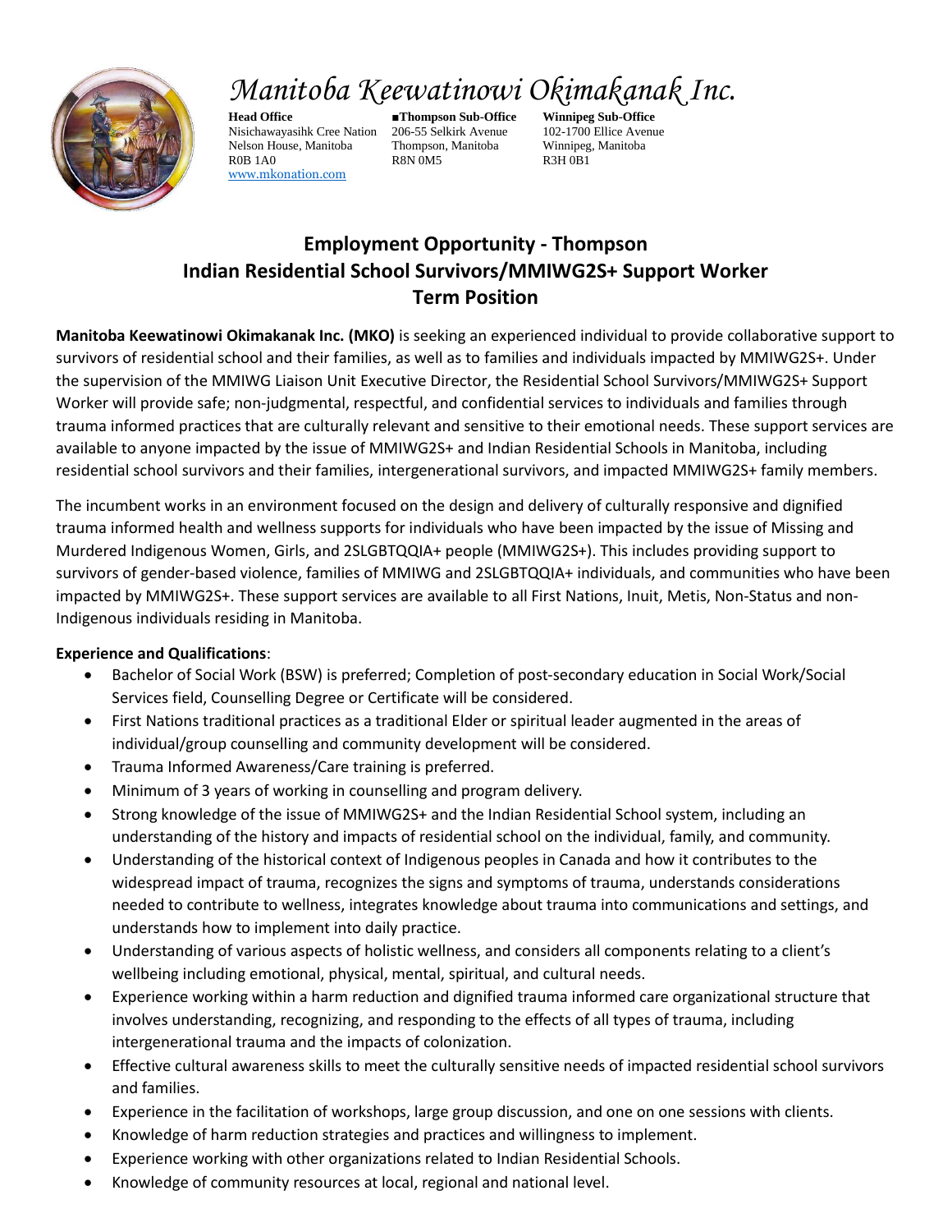# Manitoba Keewatinowi Okimakanak Inc.

**Head Office**
Nisichawayasihk Cree Nation
Nelson House, Manitoba
R0B 1A0
www.mkonation.com

■**Thompson Sub-Office**
206-55 Selkirk Avenue
Thompson, Manitoba
R8N 0M5

**Winnipeg Sub-Office**
102-1700 Ellice Avenue
Winnipeg, Manitoba
R3H 0B1

## Employment Opportunity - Thompson
## Indian Residential School Survivors/MMIWG2S+ Support Worker
## Term Position

**Manitoba Keewatinowi Okimakanak Inc. (MKO)** is seeking an experienced individual to provide collaborative support to survivors of residential school and their families, as well as to families and individuals impacted by MMIWG2S+. Under the supervision of the MMIWG Liaison Unit Executive Director, the Residential School Survivors/MMIWG2S+ Support Worker will provide safe; non-judgmental, respectful, and confidential services to individuals and families through trauma informed practices that are culturally relevant and sensitive to their emotional needs. These support services are available to anyone impacted by the issue of MMIWG2S+ and Indian Residential Schools in Manitoba, including residential school survivors and their families, intergenerational survivors, and impacted MMIWG2S+ family members.

The incumbent works in an environment focused on the design and delivery of culturally responsive and dignified trauma informed health and wellness supports for individuals who have been impacted by the issue of Missing and Murdered Indigenous Women, Girls, and 2SLGBTQQIA+ people (MMIWG2S+). This includes providing support to survivors of gender-based violence, families of MMIWG and 2SLGBTQQIA+ individuals, and communities who have been impacted by MMIWG2S+. These support services are available to all First Nations, Inuit, Metis, Non-Status and non-Indigenous individuals residing in Manitoba.

**Experience and Qualifications**:

- Bachelor of Social Work (BSW) is preferred; Completion of post-secondary education in Social Work/Social Services field, Counselling Degree or Certificate will be considered.
- First Nations traditional practices as a traditional Elder or spiritual leader augmented in the areas of individual/group counselling and community development will be considered.
- Trauma Informed Awareness/Care training is preferred.
- Minimum of 3 years of working in counselling and program delivery.
- Strong knowledge of the issue of MMIWG2S+ and the Indian Residential School system, including an understanding of the history and impacts of residential school on the individual, family, and community.
- Understanding of the historical context of Indigenous peoples in Canada and how it contributes to the widespread impact of trauma, recognizes the signs and symptoms of trauma, understands considerations needed to contribute to wellness, integrates knowledge about trauma into communications and settings, and understands how to implement into daily practice.
- Understanding of various aspects of holistic wellness, and considers all components relating to a client's wellbeing including emotional, physical, mental, spiritual, and cultural needs.
- Experience working within a harm reduction and dignified trauma informed care organizational structure that involves understanding, recognizing, and responding to the effects of all types of trauma, including intergenerational trauma and the impacts of colonization.
- Effective cultural awareness skills to meet the culturally sensitive needs of impacted residential school survivors and families.
- Experience in the facilitation of workshops, large group discussion, and one on one sessions with clients.
- Knowledge of harm reduction strategies and practices and willingness to implement.
- Experience working with other organizations related to Indian Residential Schools.
- Knowledge of community resources at local, regional and national level.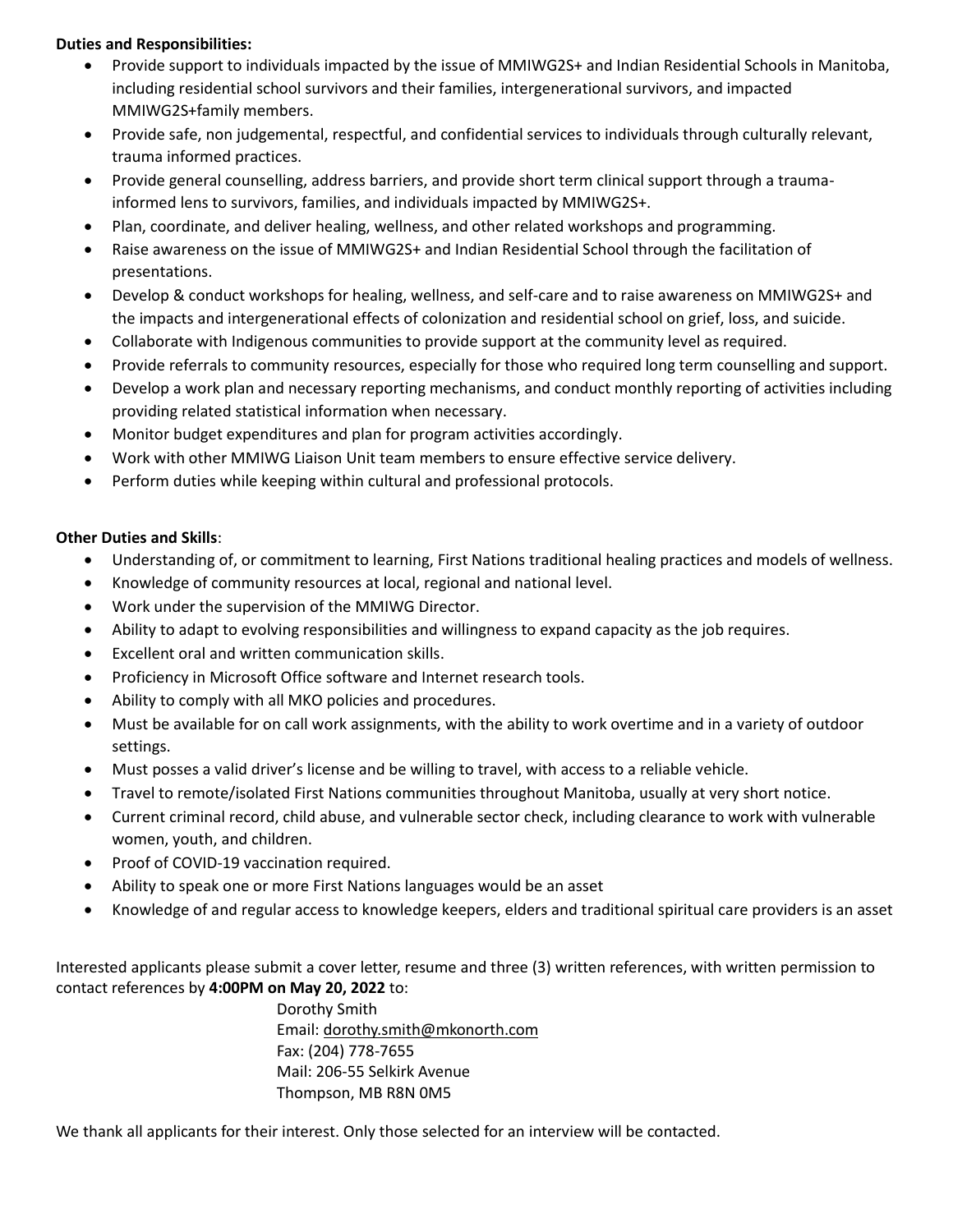**Duties and Responsibilities:**

- Provide support to individuals impacted by the issue of MMIWG2S+ and Indian Residential Schools in Manitoba, including residential school survivors and their families, intergenerational survivors, and impacted MMIWG2S+family members.
- Provide safe, non judgemental, respectful, and confidential services to individuals through culturally relevant, trauma informed practices.
- Provide general counselling, address barriers, and provide short term clinical support through a trauma-informed lens to survivors, families, and individuals impacted by MMIWG2S+.
- Plan, coordinate, and deliver healing, wellness, and other related workshops and programming.
- Raise awareness on the issue of MMIWG2S+ and Indian Residential School through the facilitation of presentations.
- Develop & conduct workshops for healing, wellness, and self-care and to raise awareness on MMIWG2S+ and the impacts and intergenerational effects of colonization and residential school on grief, loss, and suicide.
- Collaborate with Indigenous communities to provide support at the community level as required.
- Provide referrals to community resources, especially for those who required long term counselling and support.
- Develop a work plan and necessary reporting mechanisms, and conduct monthly reporting of activities including providing related statistical information when necessary.
- Monitor budget expenditures and plan for program activities accordingly.
- Work with other MMIWG Liaison Unit team members to ensure effective service delivery.
- Perform duties while keeping within cultural and professional protocols.

**Other Duties and Skills**:

- Understanding of, or commitment to learning, First Nations traditional healing practices and models of wellness.
- Knowledge of community resources at local, regional and national level.
- Work under the supervision of the MMIWG Director.
- Ability to adapt to evolving responsibilities and willingness to expand capacity as the job requires.
- Excellent oral and written communication skills.
- Proficiency in Microsoft Office software and Internet research tools.
- Ability to comply with all MKO policies and procedures.
- Must be available for on call work assignments, with the ability to work overtime and in a variety of outdoor settings.
- Must posses a valid driver's license and be willing to travel, with access to a reliable vehicle.
- Travel to remote/isolated First Nations communities throughout Manitoba, usually at very short notice.
- Current criminal record, child abuse, and vulnerable sector check, including clearance to work with vulnerable women, youth, and children.
- Proof of COVID-19 vaccination required.
- Ability to speak one or more First Nations languages would be an asset
- Knowledge of and regular access to knowledge keepers, elders and traditional spiritual care providers is an asset

Interested applicants please submit a cover letter, resume and three (3) written references, with written permission to contact references by **4:00PM on May 20, 2022** to:

Dorothy Smith
Email: dorothy.smith@mkonorth.com
Fax: (204) 778-7655
Mail: 206-55 Selkirk Avenue
Thompson, MB R8N 0M5

We thank all applicants for their interest. Only those selected for an interview will be contacted.